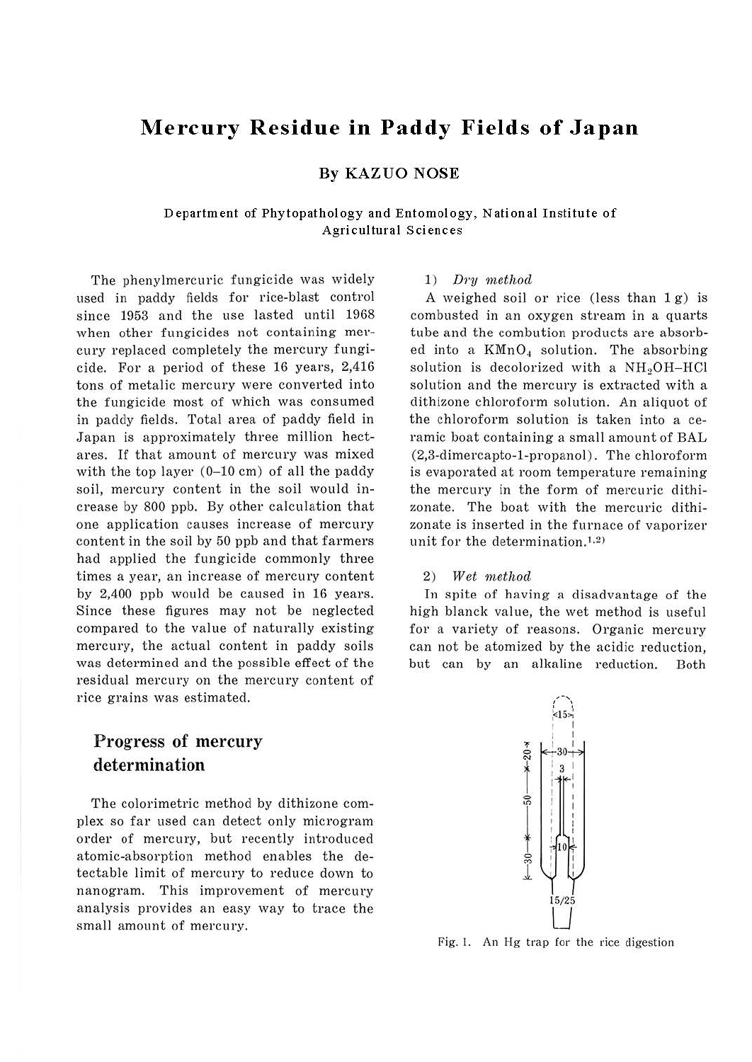# Mercury Residue in Paddy Fields of Japan

**By KAZUO NOSE**

Department of Phytopathology and Entomology, National Institute of Agricultural Sciences

The phenylmercuric fungicide was widely used in paddy fields for rice-blast control since 1953 and the use lasted until 1968 when other fungicides not containing mercury replaced completely the mercury fungicide. For a period of these 16 years, 2,416 tons of metalic mercury were converted into the fungicide most of which was consumed in paddy fields. Total area of paddy field in Japan is approximately three million hectares. If that amount of mercury was mixed with the top layer (0–10 cm) of all the paddy soil, mercury content in the soil would increase by 800 ppb. By other calculation that one application causes increase of mercury content in the soil by 50 ppb and that farmers had applied the fungicide commonly three times a year, an increase of mercury content by 2,400 ppb would be caused in 16 years. Since these figures may not be neglected compared to the value of naturally existing mercury, the actual content in paddy soils was determined and the possible effect of the residual mercury on the mercury content of rice grains was estimated.

## Progress of mercury determination

The colorimetric method by dithizone complex so far used can detect only microgram order of mercury, but recently introduced atomic-absorption method enables the detectable limit of mercury to reduce down to nanogram. This improvement of mercury analysis provides an easy way to trace the small amount of mercury.

1) *Dry method*

A weighed soil or rice (less than 1 g) is combusted in an oxygen stream in a quarts tube and the combution products are absorbed into a $KMnO_4$ solution. The absorbing solution is decolorized with a $NH_2OH$–$HCl$ solution and the mercury is extracted with a dithizone chloroform solution. An aliquot of the chloroform solution is taken into a ceramic boat containing a small amount of BAL (2,3-dimercapto-1-propanol). The chloroform is evaporated at room temperature remaining the mercury in the form of mercuric dithizonate. The boat with the mercuric dithizonate is inserted in the furnace of vaporizer unit for the determination.[1,2]

2) *Wet method*

In spite of having a disadvantage of the high blanck value, the wet method is useful for a variety of reasons. Organic mercury can not be atomized by the acidic reduction, but can by an alkaline reduction. Both

Fig. 1. An Hg trap for the rice digestion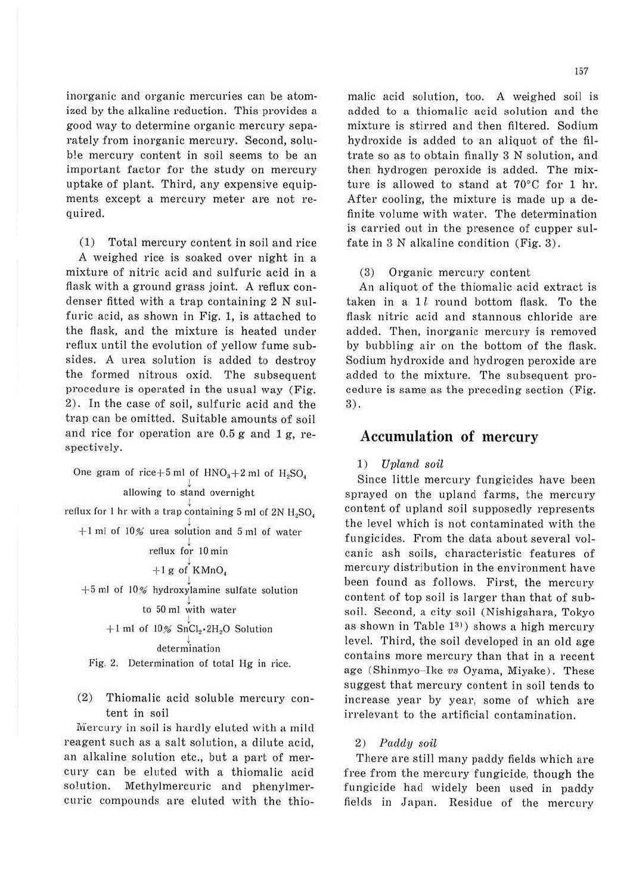inorganic and organic mercuries can be atomized by the alkaline reduction. This provides a good way to determine organic mercury separately from inorganic mercury. Second, soluble mercury content in soil seems to be an important factor for the study on mercury uptake of plant. Third, any expensive equipments except a mercury meter are not required.

(1) Total mercury content in soil and rice

A weighed rice is soaked over night in a mixture of nitric acid and sulfuric acid in a flask with a ground grass joint. A reflux condenser fitted with a trap containing 2 N sulfuric acid, as shown in Fig. 1, is attached to the flask, and the mixture is heated under reflux until the evolution of yellow fume subsides. A urea solution is added to destroy the formed nitrous oxid. The subsequent procedure is operated in the usual way (Fig. 2). In the case of soil, sulfuric acid and the trap can be omitted. Suitable amounts of soil and rice for operation are 0.5 g and 1 g, respectively.

One gram of rice + 5 ml of $HNO_3$ + 2 ml of $H_2SO_4$
↓
allowing to stand overnight
↓
reflux for 1 hr with a trap containing 5 ml of 2N $H_2SO_4$
↓
+1 ml of 10% urea solution and 5 ml of water
↓
reflux for 10 min
↓
+1 g of $KMnO_4$
↓
+5 ml of 10% hydroxylamine sulfate solution
↓
to 50 ml with water
↓
+1 ml of 10% $SnCl_2 \cdot 2H_2O$ Solution
↓
determination

Fig. 2. Determination of total Hg in rice.

(2) Thiomalic acid soluble mercury content in soil

Mercury in soil is hardly eluted with a mild reagent such as a salt solution, a dilute acid, an alkaline solution etc., but a part of mercury can be eluted with a thiomalic acid solution. Methylmercuric and phenylmercuric compounds are eluted with the thiomalic acid solution, too. A weighed soil is added to a thiomalic acid solution and the mixture is stirred and then filtered. Sodium hydroxide is added to an aliquot of the filtrate so as to obtain finally 3 N solution, and then hydrogen peroxide is added. The mixture is allowed to stand at 70°C for 1 hr. After cooling, the mixture is made up a definite volume with water. The determination is carried out in the presence of cupper sulfate in 3 N alkaline condition (Fig. 3).

(3) Organic mercury content

An aliquot of the thiomalic acid extract is taken in a 1 *l* round bottom flask. To the flask nitric acid and stannous chloride are added. Then, inorganic mercury is removed by bubbling air on the bottom of the flask. Sodium hydroxide and hydrogen peroxide are added to the mixture. The subsequent procedure is same as the preceding section (Fig. 3).

## Accumulation of mercury

1) *Upland soil*

Since little mercury fungicides have been sprayed on the upland farms, the mercury content of upland soil supposedly represents the level which is not contaminated with the fungicides. From the data about several volcanic ash soils, characteristic features of mercury distribution in the environment have been found as follows. First, the mercury content of top soil is larger than that of subsoil. Second, a city soil (Nishigahara, Tokyo as shown in Table 1[3]) shows a high mercury level. Third, the soil developed in an old age contains more mercury than that in a recent age (Shinmyo-Ike *vs* Oyama, Miyake). These suggest that mercury content in soil tends to increase year by year, some of which are irrelevant to the artificial contamination.

2) *Paddy soil*

There are still many paddy fields which are free from the mercury fungicide, though the fungicide had widely been used in paddy fields in Japan. Residue of the mercury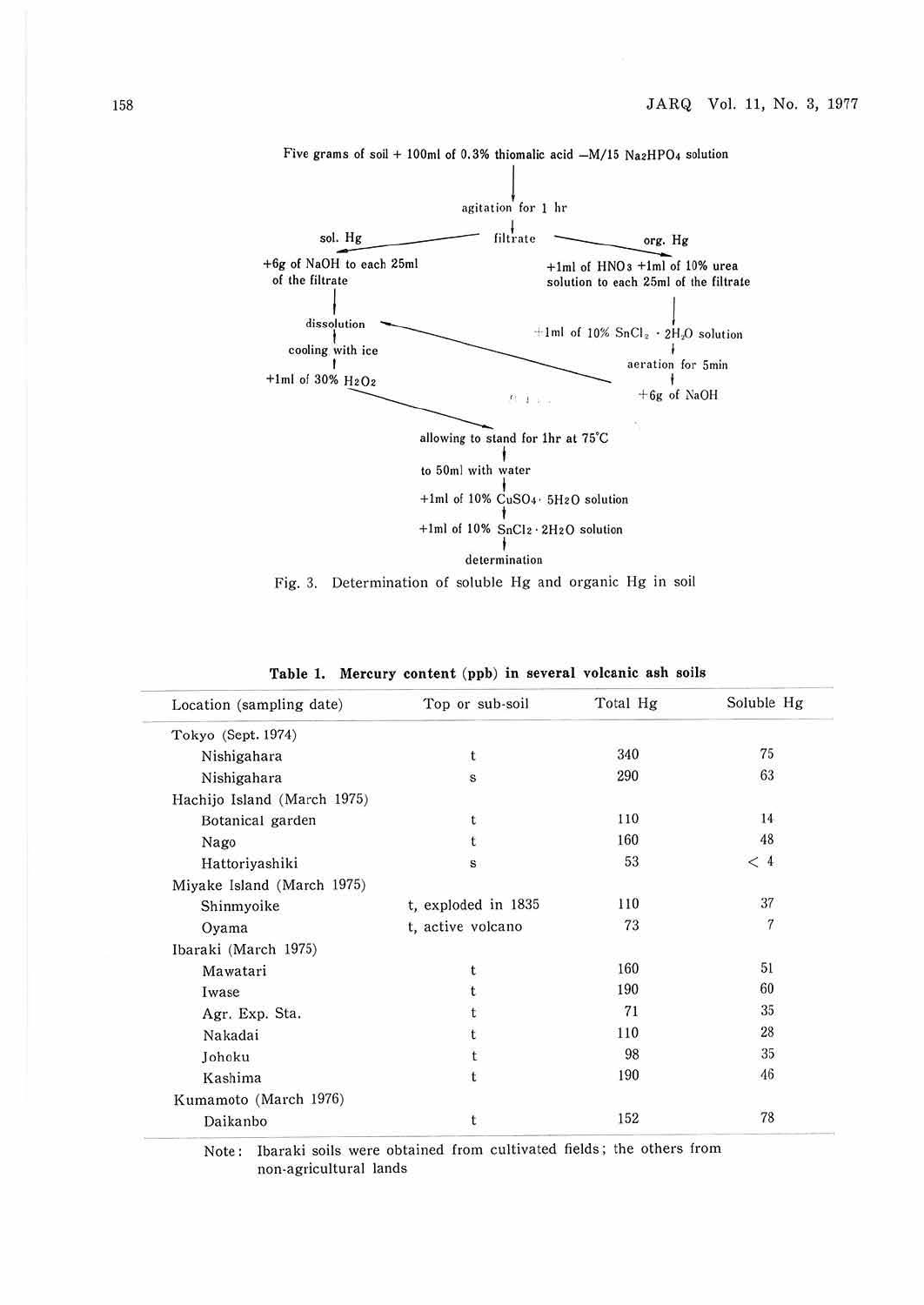Five grams of soil + 100ml of 0.3% thiomalic acid —M/15 $Na_2HPO_4$ solution

↓

agitation for 1 hr

↓

filtrate

**sol. Hg** (left branch):

- +6g of NaOH to each 25ml of the filtrate
- ↓ dissolution
- ↓ cooling with ice
- ↓ +1ml of 30% $H_2O_2$

**org. Hg** (right branch):

- +1ml of $HNO_3$ +1ml of 10% urea solution to each 25ml of the filtrate
- ↓ +1ml of 10% $SnCl_2 \cdot 2H_2O$ solution
- ↓ aeration for 5min
- ↓ +6g of NaOH (→ dissolution)

Both branches:

allowing to stand for 1hr at 75°C

↓

to 50ml with water

↓

+1ml of 10% $CuSO_4 \cdot 5H_2O$ solution

↓

+1ml of 10% $SnCl_2 \cdot 2H_2O$ solution

↓

determination

Fig. 3. Determination of soluble Hg and organic Hg in soil

**Table 1. Mercury content (ppb) in several volcanic ash soils**

| Location (sampling date) | Top or sub-soil | Total Hg | Soluble Hg |
|---|---|---|---|
| Tokyo (Sept. 1974) | | | |
| Nishigahara | t | 340 | 75 |
| Nishigahara | s | 290 | 63 |
| Hachijo Island (March 1975) | | | |
| Botanical garden | t | 110 | 14 |
| Nago | t | 160 | 48 |
| Hattoriyashiki | s | 53 | < 4 |
| Miyake Island (March 1975) | | | |
| Shinmyoike | t, exploded in 1835 | 110 | 37 |
| Oyama | t, active volcano | 73 | 7 |
| Ibaraki (March 1975) | | | |
| Mawatari | t | 160 | 51 |
| Iwase | t | 190 | 60 |
| Agr. Exp. Sta. | t | 71 | 35 |
| Nakadai | t | 110 | 28 |
| Johoku | t | 98 | 35 |
| Kashima | t | 190 | 46 |
| Kumamoto (March 1976) | | | |
| Daikanbo | t | 152 | 78 |

Note: Ibaraki soils were obtained from cultivated fields; the others from non-agricultural lands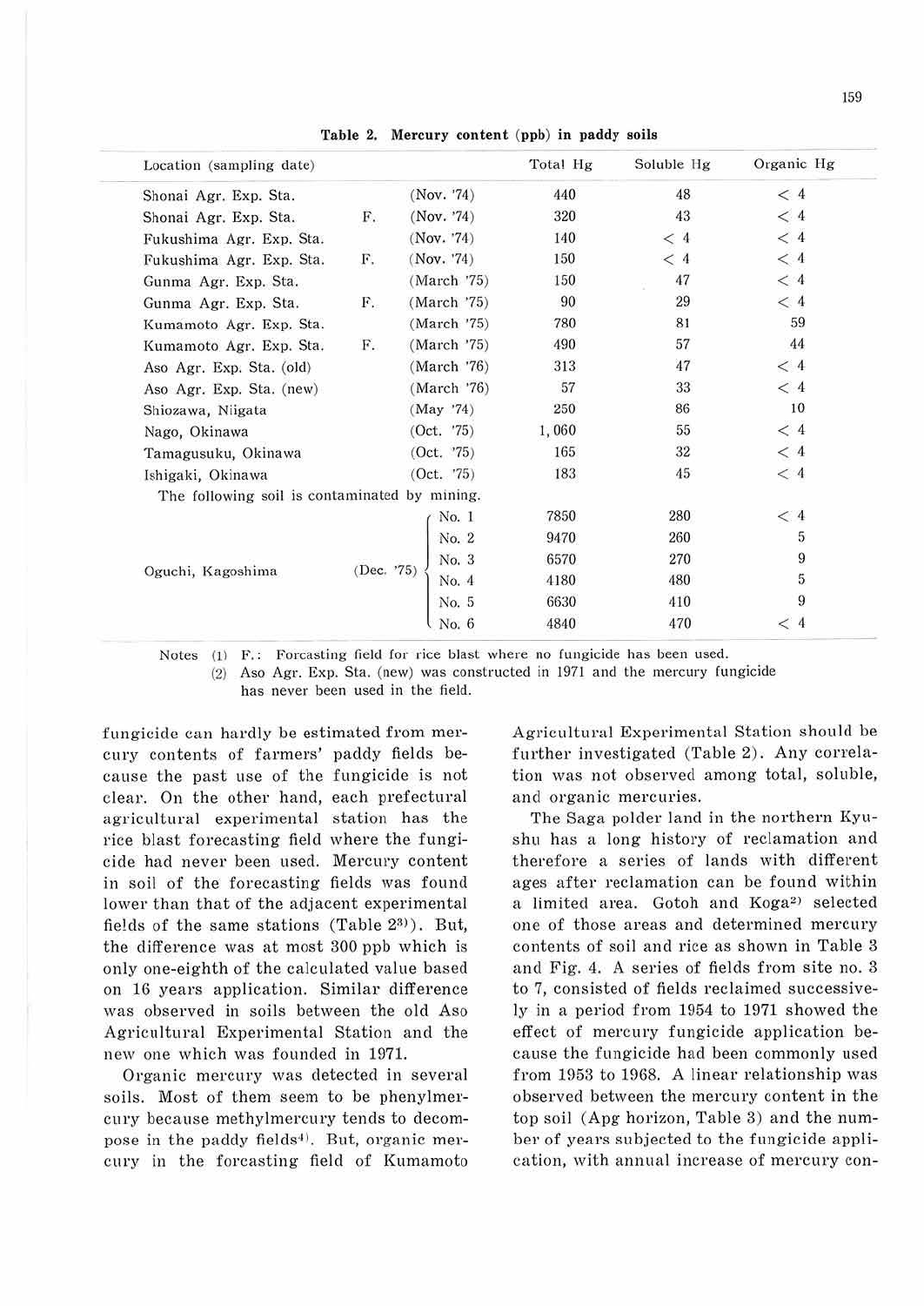**Table 2. Mercury content (ppb) in paddy soils**

| Location (sampling date) | | | Total Hg | Soluble Hg | Organic Hg |
|---|---|---|---|---|---|
| Shonai Agr. Exp. Sta. | | (Nov. '74) | 440 | 48 | < 4 |
| Shonai Agr. Exp. Sta. | F. | (Nov. '74) | 320 | 43 | < 4 |
| Fukushima Agr. Exp. Sta. | | (Nov. '74) | 140 | < 4 | < 4 |
| Fukushima Agr. Exp. Sta. | F. | (Nov. '74) | 150 | < 4 | < 4 |
| Gunma Agr. Exp. Sta. | | (March '75) | 150 | 47 | < 4 |
| Gunma Agr. Exp. Sta. | F. | (March '75) | 90 | 29 | < 4 |
| Kumamoto Agr. Exp. Sta. | | (March '75) | 780 | 81 | 59 |
| Kumamoto Agr. Exp. Sta. | F. | (March '75) | 490 | 57 | 44 |
| Aso Agr. Exp. Sta. (old) | | (March '76) | 313 | 47 | < 4 |
| Aso Agr. Exp. Sta. (new) | | (March '76) | 57 | 33 | < 4 |
| Shiozawa, Niigata | | (May '74) | 250 | 86 | 10 |
| Nago, Okinawa | | (Oct. '75) | 1,060 | 55 | < 4 |
| Tamagusuku, Okinawa | | (Oct. '75) | 165 | 32 | < 4 |
| Ishigaki, Okinawa | | (Oct. '75) | 183 | 45 | < 4 |
| The following soil is contaminated by mining. | | | | | |
| Oguchi, Kagoshima (Dec. '75) | | No. 1 | 7850 | 280 | < 4 |
| | | No. 2 | 9470 | 260 | 5 |
| | | No. 3 | 6570 | 270 | 9 |
| | | No. 4 | 4180 | 480 | 5 |
| | | No. 5 | 6630 | 410 | 9 |
| | | No. 6 | 4840 | 470 | < 4 |

Notes (1) F.: Forcasting field for rice blast where no fungicide has been used.
(2) Aso Agr. Exp. Sta. (new) was constructed in 1971 and the mercury fungicide has never been used in the field.

fungicide can hardly be estimated from mercury contents of farmers' paddy fields because the past use of the fungicide is not clear. On the other hand, each prefectural agricultural experimental station has the rice blast forecasting field where the fungicide had never been used. Mercury content in soil of the forecasting fields was found lower than that of the adjacent experimental fields of the same stations (Table 2[3]). But, the difference was at most 300 ppb which is only one-eighth of the calculated value based on 16 years application. Similar difference was observed in soils between the old Aso Agricultural Experimental Station and the new one which was founded in 1971.

Organic mercury was detected in several soils. Most of them seem to be phenylmercury because methylmercury tends to decompose in the paddy fields[4]. But, organic mercury in the forcasting field of Kumamoto Agricultural Experimental Station should be further investigated (Table 2). Any correlation was not observed among total, soluble, and organic mercuries.

The Saga polder land in the northern Kyushu has a long history of reclamation and therefore a series of lands with different ages after reclamation can be found within a limited area. Gotoh and Koga[2] selected one of those areas and determined mercury contents of soil and rice as shown in Table 3 and Fig. 4. A series of fields from site no. 3 to 7, consisted of fields reclaimed successively in a period from 1954 to 1971 showed the effect of mercury fungicide application because the fungicide had been commonly used from 1953 to 1968. A linear relationship was observed between the mercury content in the top soil (Apg horizon, Table 3) and the number of years subjected to the fungicide application, with annual increase of mercury con-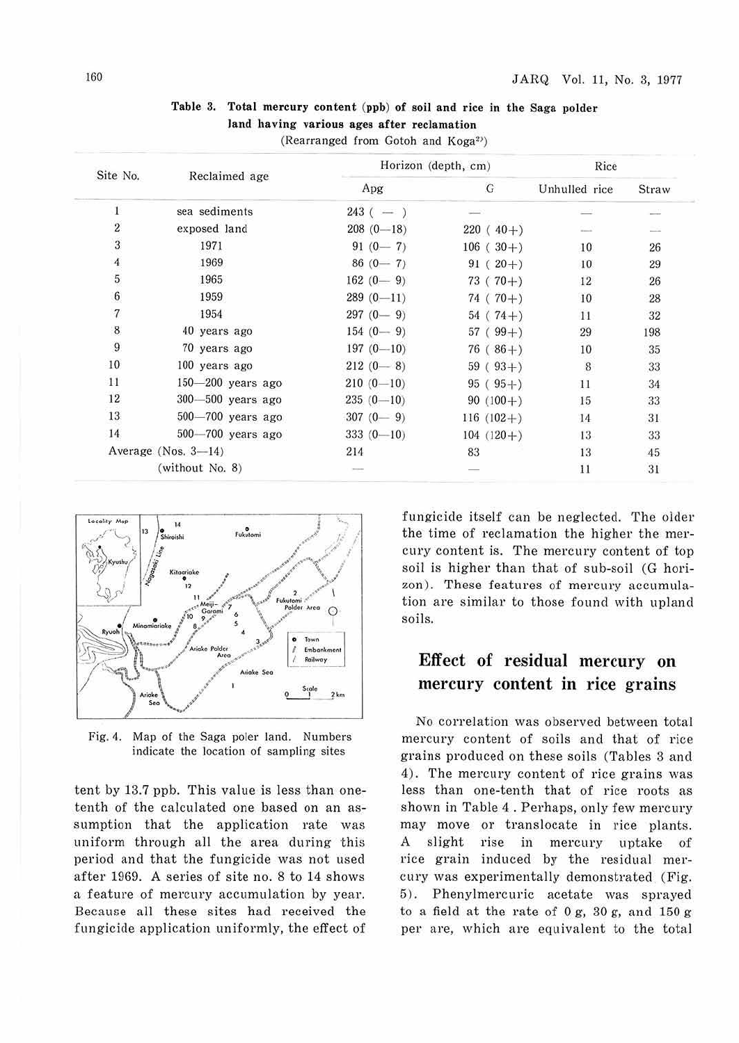**Table 3. Total mercury content (ppb) of soil and rice in the Saga polder land having various ages after reclamation**

(Rearranged from Gotoh and Koga[2])

| Site No. | Reclaimed age | Horizon (depth, cm) | | Rice | |
|---|---|---|---|---|---|
| | | Apg | G | Unhulled rice | Straw |
| 1 | sea sediments | 243 ( — ) | — | — | — |
| 2 | exposed land | 208 (0—18) | 220 ( 40+) | — | — |
| 3 | 1971 | 91 (0— 7) | 106 ( 30+) | 10 | 26 |
| 4 | 1969 | 86 (0— 7) | 91 ( 20+) | 10 | 29 |
| 5 | 1965 | 162 (0— 9) | 73 ( 70+) | 12 | 26 |
| 6 | 1959 | 289 (0—11) | 74 ( 70+) | 10 | 28 |
| 7 | 1954 | 297 (0— 9) | 54 ( 74+) | 11 | 32 |
| 8 | 40 years ago | 154 (0— 9) | 57 ( 99+) | 29 | 198 |
| 9 | 70 years ago | 197 (0—10) | 76 ( 86+) | 10 | 35 |
| 10 | 100 years ago | 212 (0— 8) | 59 ( 93+) | 8 | 33 |
| 11 | 150—200 years ago | 210 (0—10) | 95 ( 95+) | 11 | 34 |
| 12 | 300—500 years ago | 235 (0—10) | 90 (100+) | 15 | 33 |
| 13 | 500—700 years ago | 307 (0— 9) | 116 (102+) | 14 | 31 |
| 14 | 500—700 years ago | 333 (0—10) | 104 (120+) | 13 | 33 |
| Average (Nos. 3—14) | | 214 | 83 | 13 | 45 |
| (without No. 8) | | — | — | 11 | 31 |

Fig. 4. Map of the Saga poler land. Numbers indicate the location of sampling sites

tent by 13.7 ppb. This value is less than one-tenth of the calculated one based on an assumption that the application rate was uniform through all the area during this period and that the fungicide was not used after 1969. A series of site no. 8 to 14 shows a feature of mercury accumulation by year. Because all these sites had received the fungicide application uniformly, the effect of fungicide itself can be neglected. The older the time of reclamation the higher the mercury content is. The mercury content of top soil is higher than that of sub-soil (G horizon). These features of mercury accumulation are similar to those found with upland soils.

## Effect of residual mercury on mercury content in rice grains

No correlation was observed between total mercury content of soils and that of rice grains produced on these soils (Tables 3 and 4). The mercury content of rice grains was less than one-tenth that of rice roots as shown in Table 4. Perhaps, only few mercury may move or translocate in rice plants. A slight rise in mercury uptake of rice grain induced by the residual mercury was experimentally demonstrated (Fig. 5). Phenylmercuric acetate was sprayed to a field at the rate of 0 g, 30 g, and 150 g per are, which are equivalent to the total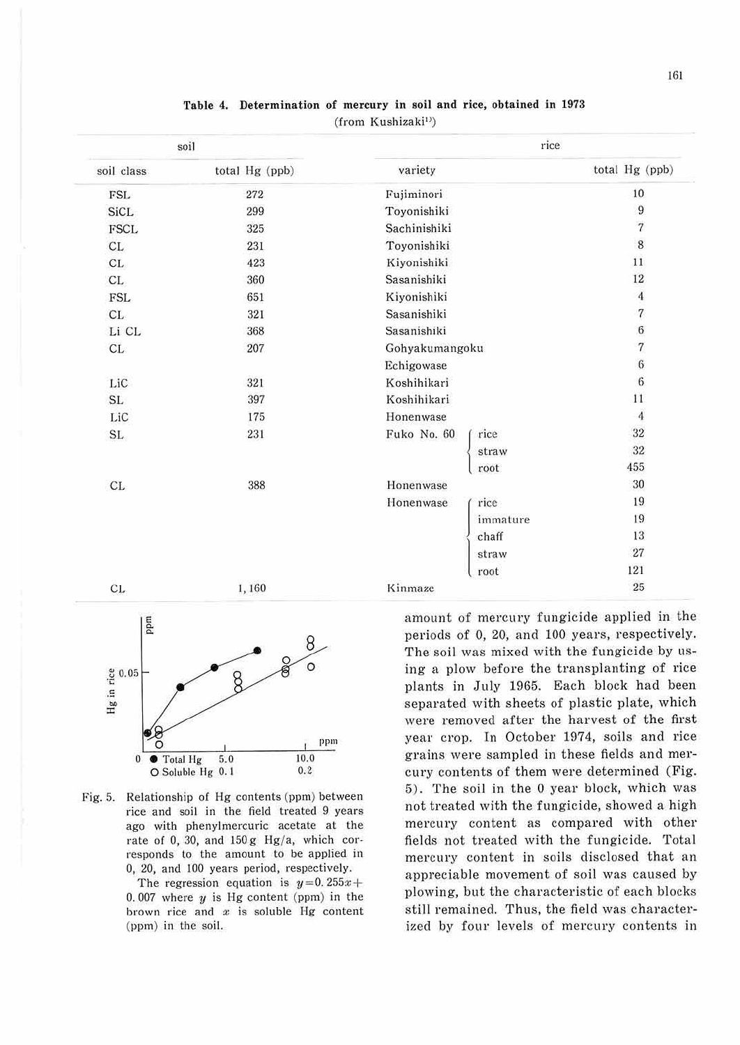**Table 4. Determination of mercury in soil and rice, obtained in 1973**
(from Kushizaki[11])

| soil | | rice | | |
|---|---|---|---|---|
| soil class | total Hg (ppb) | variety | | total Hg (ppb) |
| FSL | 272 | Fujiminori | | 10 |
| SiCL | 299 | Toyonishiki | | 9 |
| FSCL | 325 | Sachinishiki | | 7 |
| CL | 231 | Toyonishiki | | 8 |
| CL | 423 | Kiyonishiki | | 11 |
| CL | 360 | Sasanishiki | | 12 |
| FSL | 651 | Kiyonishiki | | 4 |
| CL | 321 | Sasanishiki | | 7 |
| Li CL | 368 | Sasanishiki | | 6 |
| CL | 207 | Gohyakumangoku | | 7 |
| | | Echigowase | | 6 |
| LiC | 321 | Koshihikari | | 6 |
| SL | 397 | Koshihikari | | 11 |
| LiC | 175 | Honenwase | | 4 |
| SL | 231 | Fuko No. 60 | rice | 32 |
| | | | straw | 32 |
| | | | root | 455 |
| CL | 388 | Honenwase | | 30 |
| | | Honenwase | rice | 19 |
| | | | immature | 19 |
| | | | chaff | 13 |
| | | | straw | 27 |
| | | | root | 121 |
| CL | 1,160 | Kinmaze | | 25 |

Fig. 5. Relationship of Hg contents (ppm) between rice and soil in the field treated 9 years ago with phenylmercuric acetate at the rate of 0, 30, and 150 g Hg/a, which corresponds to the amount to be applied in 0, 20, and 100 years period, respectively.

The regression equation is $y=0.255x+0.007$ where $y$ is Hg content (ppm) in the brown rice and $x$ is soluble Hg content (ppm) in the soil.

amount of mercury fungicide applied in the periods of 0, 20, and 100 years, respectively. The soil was mixed with the fungicide by using a plow before the transplanting of rice plants in July 1965. Each block had been separated with sheets of plastic plate, which were removed after the harvest of the first year crop. In October 1974, soils and rice grains were sampled in these fields and mercury contents of them were determined (Fig. 5). The soil in the 0 year block, which was not treated with the fungicide, showed a high mercury content as compared with other fields not treated with the fungicide. Total mercury content in soils disclosed that an appreciable movement of soil was caused by plowing, but the characteristic of each blocks still remained. Thus, the field was characterized by four levels of mercury contents in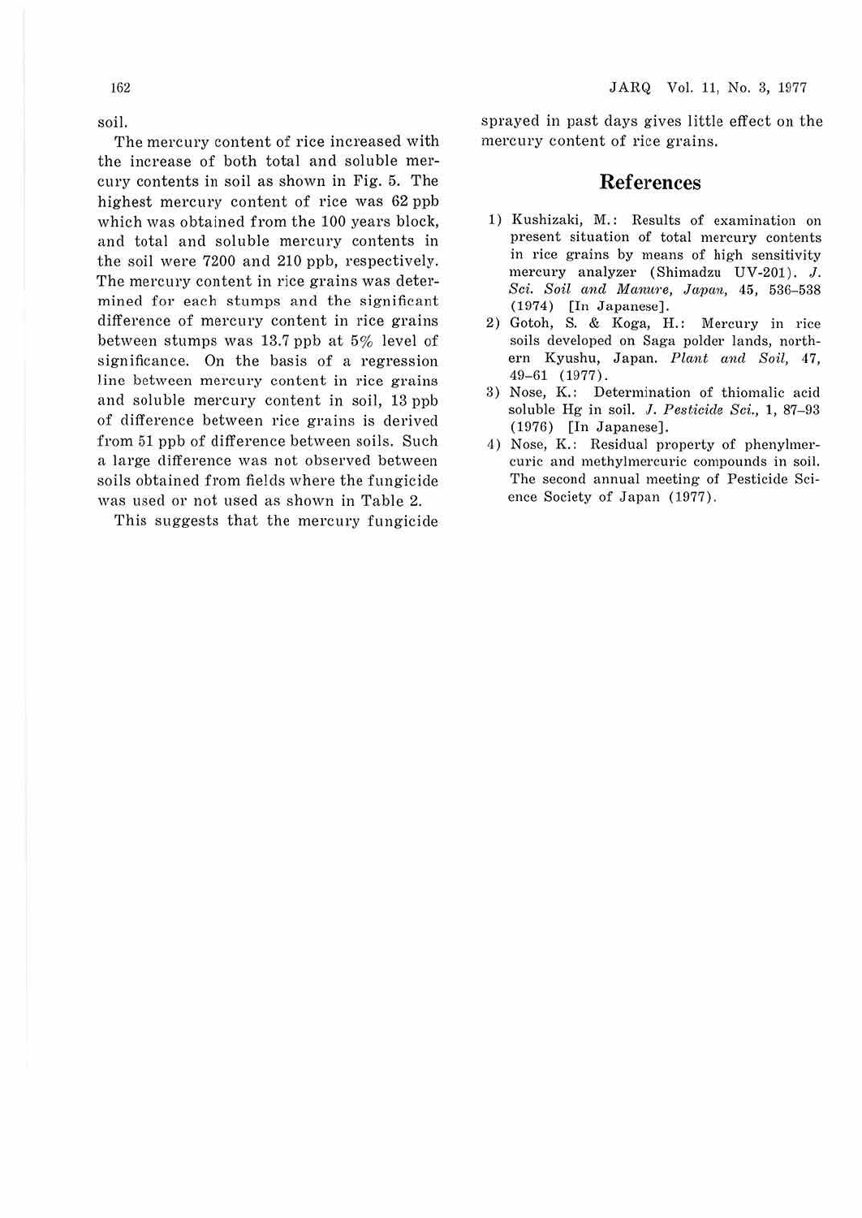soil.

The mercury content of rice increased with the increase of both total and soluble mercury contents in soil as shown in Fig. 5. The highest mercury content of rice was 62 ppb which was obtained from the 100 years block, and total and soluble mercury contents in the soil were 7200 and 210 ppb, respectively. The mercury content in rice grains was determined for each stumps and the significant difference of mercury content in rice grains between stumps was 13.7 ppb at 5% level of significance. On the basis of a regression line between mercury content in rice grains and soluble mercury content in soil, 13 ppb of difference between rice grains is derived from 51 ppb of difference between soils. Such a large difference was not observed between soils obtained from fields where the fungicide was used or not used as shown in Table 2.

This suggests that the mercury fungicide sprayed in past days gives little effect on the mercury content of rice grains.

## References

1) Kushizaki, M.: Results of examination on present situation of total mercury contents in rice grains by means of high sensitivity mercury analyzer (Shimadzu UV-201). *J. Sci. Soil and Manure, Japan,* 45, 536–538 (1974) [In Japanese].
2) Gotoh, S. & Koga, H.: Mercury in rice soils developed on Saga polder lands, northern Kyushu, Japan. *Plant and Soil,* 47, 49–61 (1977).
3) Nose, K.: Determination of thiomalic acid soluble Hg in soil. *J. Pesticide Sci.,* 1, 87–93 (1976) [In Japanese].
4) Nose, K.: Residual property of phenylmercuric and methylmercuric compounds in soil. The second annual meeting of Pesticide Science Society of Japan (1977).